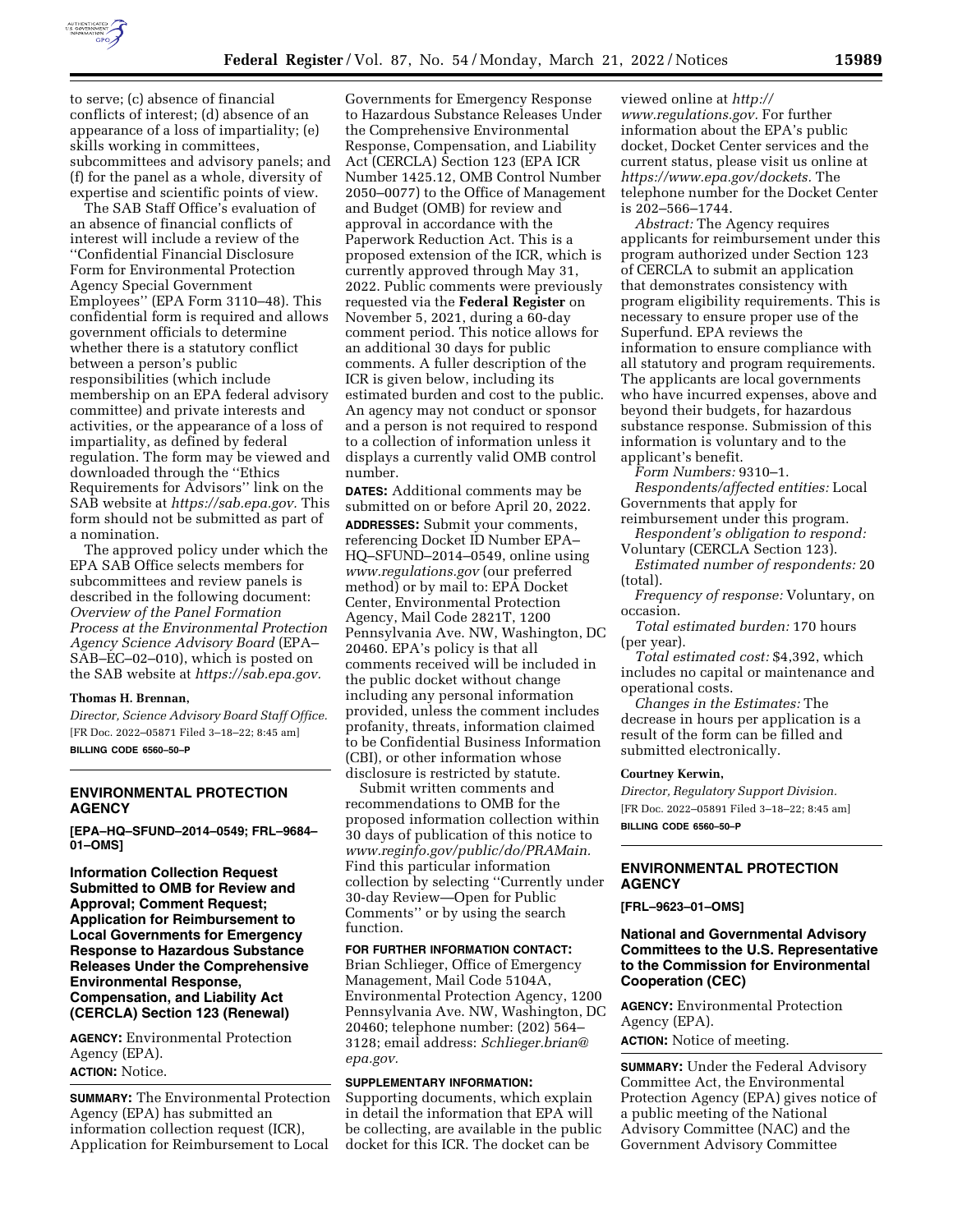to serve; (c) absence of financial conflicts of interest; (d) absence of an appearance of a loss of impartiality; (e) skills working in committees, subcommittees and advisory panels; and (f) for the panel as a whole, diversity of expertise and scientific points of view.

The SAB Staff Office's evaluation of an absence of financial conflicts of interest will include a review of the ''Confidential Financial Disclosure Form for Environmental Protection Agency Special Government Employees'' (EPA Form 3110–48). This confidential form is required and allows government officials to determine whether there is a statutory conflict between a person's public responsibilities (which include membership on an EPA federal advisory committee) and private interests and activities, or the appearance of a loss of impartiality, as defined by federal regulation. The form may be viewed and downloaded through the ''Ethics Requirements for Advisors'' link on the SAB website at *https://sab.epa.gov.* This form should not be submitted as part of a nomination.

The approved policy under which the EPA SAB Office selects members for subcommittees and review panels is described in the following document: *Overview of the Panel Formation Process at the Environmental Protection Agency Science Advisory Board* (EPA–SAB–EC–02–010), which is posted on the SAB website at *https://sab.epa.gov.*

**Thomas H. Brennan,**

*Director, Science Advisory Board Staff Office.*

[FR Doc. 2022–05871 Filed 3–18–22; 8:45 am]

**BILLING CODE 6560–50–P**

## ENVIRONMENTAL PROTECTION AGENCY

**[EPA–HQ–SFUND–2014–0549; FRL–9684–01–OMS]**

## Information Collection Request Submitted to OMB for Review and Approval; Comment Request; Application for Reimbursement to Local Governments for Emergency Response to Hazardous Substance Releases Under the Comprehensive Environmental Response, Compensation, and Liability Act (CERCLA) Section 123 (Renewal)

**AGENCY:** Environmental Protection Agency (EPA).

**ACTION:** Notice.

**SUMMARY:** The Environmental Protection Agency (EPA) has submitted an information collection request (ICR), Application for Reimbursement to Local Governments for Emergency Response to Hazardous Substance Releases Under the Comprehensive Environmental Response, Compensation, and Liability Act (CERCLA) Section 123 (EPA ICR Number 1425.12, OMB Control Number 2050–0077) to the Office of Management and Budget (OMB) for review and approval in accordance with the Paperwork Reduction Act. This is a proposed extension of the ICR, which is currently approved through May 31, 2022. Public comments were previously requested via the **Federal Register** on November 5, 2021, during a 60-day comment period. This notice allows for an additional 30 days for public comments. A fuller description of the ICR is given below, including its estimated burden and cost to the public. An agency may not conduct or sponsor and a person is not required to respond to a collection of information unless it displays a currently valid OMB control number.

**DATES:** Additional comments may be submitted on or before April 20, 2022.

**ADDRESSES:** Submit your comments, referencing Docket ID Number EPA–HQ–SFUND–2014–0549, online using *www.regulations.gov* (our preferred method) or by mail to: EPA Docket Center, Environmental Protection Agency, Mail Code 2821T, 1200 Pennsylvania Ave. NW, Washington, DC 20460. EPA's policy is that all comments received will be included in the public docket without change including any personal information provided, unless the comment includes profanity, threats, information claimed to be Confidential Business Information (CBI), or other information whose disclosure is restricted by statute.

Submit written comments and recommendations to OMB for the proposed information collection within 30 days of publication of this notice to *www.reginfo.gov/public/do/PRAMain.* Find this particular information collection by selecting ''Currently under 30-day Review—Open for Public Comments'' or by using the search function.

**FOR FURTHER INFORMATION CONTACT:** Brian Schlieger, Office of Emergency Management, Mail Code 5104A, Environmental Protection Agency, 1200 Pennsylvania Ave. NW, Washington, DC 20460; telephone number: (202) 564–3128; email address: *Schlieger.brian@epa.gov.*

**SUPPLEMENTARY INFORMATION:** Supporting documents, which explain in detail the information that EPA will be collecting, are available in the public docket for this ICR. The docket can be viewed online at *http://www.regulations.gov.* For further information about the EPA's public docket, Docket Center services and the current status, please visit us online at *https://www.epa.gov/dockets.* The telephone number for the Docket Center is 202–566–1744.

*Abstract:* The Agency requires applicants for reimbursement under this program authorized under Section 123 of CERCLA to submit an application that demonstrates consistency with program eligibility requirements. This is necessary to ensure proper use of the Superfund. EPA reviews the information to ensure compliance with all statutory and program requirements. The applicants are local governments who have incurred expenses, above and beyond their budgets, for hazardous substance response. Submission of this information is voluntary and to the applicant's benefit.

*Form Numbers:* 9310–1.

*Respondents/affected entities:* Local Governments that apply for reimbursement under this program.

*Respondent's obligation to respond:* Voluntary (CERCLA Section 123).

*Estimated number of respondents:* 20 (total).

*Frequency of response:* Voluntary, on occasion.

*Total estimated burden:* 170 hours (per year).

*Total estimated cost:* $4,392, which includes no capital or maintenance and operational costs.

*Changes in the Estimates:* The decrease in hours per application is a result of the form can be filled and submitted electronically.

**Courtney Kerwin,**

*Director, Regulatory Support Division.*

[FR Doc. 2022–05891 Filed 3–18–22; 8:45 am]

**BILLING CODE 6560–50–P**

## ENVIRONMENTAL PROTECTION AGENCY

**[FRL–9623–01–OMS]**

## National and Governmental Advisory Committees to the U.S. Representative to the Commission for Environmental Cooperation (CEC)

**AGENCY:** Environmental Protection Agency (EPA).

**ACTION:** Notice of meeting.

**SUMMARY:** Under the Federal Advisory Committee Act, the Environmental Protection Agency (EPA) gives notice of a public meeting of the National Advisory Committee (NAC) and the Government Advisory Committee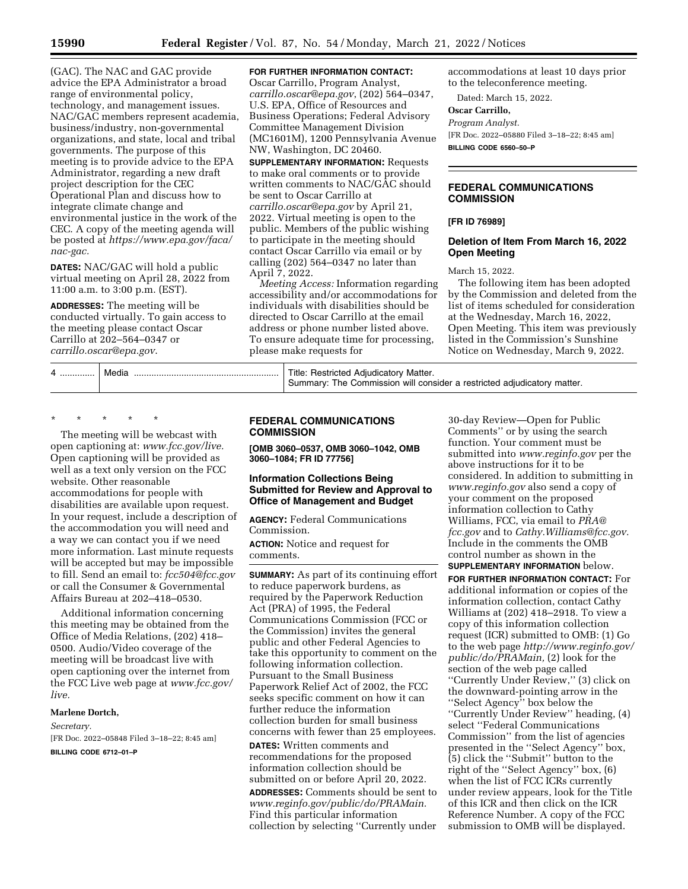(GAC). The NAC and GAC provide advice the EPA Administrator a broad range of environmental policy, technology, and management issues. NAC/GAC members represent academia, business/industry, non-governmental organizations, and state, local and tribal governments. The purpose of this meeting is to provide advice to the EPA Administrator, regarding a new draft project description for the CEC Operational Plan and discuss how to integrate climate change and environmental justice in the work of the CEC. A copy of the meeting agenda will be posted at *https://www.epa.gov/faca/nac-gac.*

**DATES:** NAC/GAC will hold a public virtual meeting on April 28, 2022 from 11:00 a.m. to 3:00 p.m. (EST).

**ADDRESSES:** The meeting will be conducted virtually. To gain access to the meeting please contact Oscar Carrillo at 202–564–0347 or *carrillo.oscar@epa.gov.*

**FOR FURTHER INFORMATION CONTACT:** Oscar Carrillo, Program Analyst, *carrillo.oscar@epa.gov*, (202) 564–0347, U.S. EPA, Office of Resources and Business Operations; Federal Advisory Committee Management Division (MC1601M), 1200 Pennsylvania Avenue NW, Washington, DC 20460.

**SUPPLEMENTARY INFORMATION:** Requests to make oral comments or to provide written comments to NAC/GAC should be sent to Oscar Carrillo at *carrillo.oscar@epa.gov* by April 21, 2022. Virtual meeting is open to the public. Members of the public wishing to participate in the meeting should contact Oscar Carrillo via email or by calling (202) 564–0347 no later than April 7, 2022.

*Meeting Access:* Information regarding accessibility and/or accommodations for individuals with disabilities should be directed to Oscar Carrillo at the email address or phone number listed above. To ensure adequate time for processing, please make requests for accommodations at least 10 days prior to the teleconference meeting.

Dated: March 15, 2022.

**Oscar Carrillo,**

*Program Analyst.*

[FR Doc. 2022–05880 Filed 3–18–22; 8:45 am]

**BILLING CODE 6560–50–P**

## FEDERAL COMMUNICATIONS COMMISSION

**[FR ID 76989]**

### Deletion of Item From March 16, 2022 Open Meeting

March 15, 2022.

The following item has been adopted by the Commission and deleted from the list of items scheduled for consideration at the Wednesday, March 16, 2022, Open Meeting. This item was previously listed in the Commission's Sunshine Notice on Wednesday, March 9, 2022.

| | | |
|---|---|---|
| 4 | Media | Title: Restricted Adjudicatory Matter.<br>Summary: The Commission will consider a restricted adjudicatory matter. |

\* \* \* \* \*

The meeting will be webcast with open captioning at: *www.fcc.gov/live.* Open captioning will be provided as well as a text only version on the FCC website. Other reasonable accommodations for people with disabilities are available upon request. In your request, include a description of the accommodation you will need and a way we can contact you if we need more information. Last minute requests will be accepted but may be impossible to fill. Send an email to: *fcc504@fcc.gov* or call the Consumer & Governmental Affairs Bureau at 202–418–0530.

Additional information concerning this meeting may be obtained from the Office of Media Relations, (202) 418–0500. Audio/Video coverage of the meeting will be broadcast live with open captioning over the internet from the FCC Live web page at *www.fcc.gov/live.*

**Marlene Dortch,**

*Secretary.*

[FR Doc. 2022–05848 Filed 3–18–22; 8:45 am]

**BILLING CODE 6712–01–P**

## FEDERAL COMMUNICATIONS COMMISSION

**[OMB 3060–0537, OMB 3060–1042, OMB 3060–1084; FR ID 77756]**

### Information Collections Being Submitted for Review and Approval to Office of Management and Budget

**AGENCY:** Federal Communications Commission.

**ACTION:** Notice and request for comments.

**SUMMARY:** As part of its continuing effort to reduce paperwork burdens, as required by the Paperwork Reduction Act (PRA) of 1995, the Federal Communications Commission (FCC or the Commission) invites the general public and other Federal Agencies to take this opportunity to comment on the following information collection. Pursuant to the Small Business Paperwork Relief Act of 2002, the FCC seeks specific comment on how it can further reduce the information collection burden for small business concerns with fewer than 25 employees.

**DATES:** Written comments and recommendations for the proposed information collection should be submitted on or before April 20, 2022.

**ADDRESSES:** Comments should be sent to *www.reginfo.gov/public/do/PRAMain.* Find this particular information collection by selecting ''Currently under 30-day Review—Open for Public Comments'' or by using the search function. Your comment must be submitted into *www.reginfo.gov* per the above instructions for it to be considered. In addition to submitting in *www.reginfo.gov* also send a copy of your comment on the proposed information collection to Cathy Williams, FCC, via email to *PRA@fcc.gov* and to *Cathy.Williams@fcc.gov.* Include in the comments the OMB control number as shown in the **SUPPLEMENTARY INFORMATION** below.

**FOR FURTHER INFORMATION CONTACT:** For additional information or copies of the information collection, contact Cathy Williams at (202) 418–2918. To view a copy of this information collection request (ICR) submitted to OMB: (1) Go to the web page *http://www.reginfo.gov/public/do/PRAMain,* (2) look for the section of the web page called ''Currently Under Review,'' (3) click on the downward-pointing arrow in the ''Select Agency'' box below the ''Currently Under Review'' heading, (4) select ''Federal Communications Commission'' from the list of agencies presented in the ''Select Agency'' box, (5) click the ''Submit'' button to the right of the ''Select Agency'' box, (6) when the list of FCC ICRs currently under review appears, look for the Title of this ICR and then click on the ICR Reference Number. A copy of the FCC submission to OMB will be displayed.